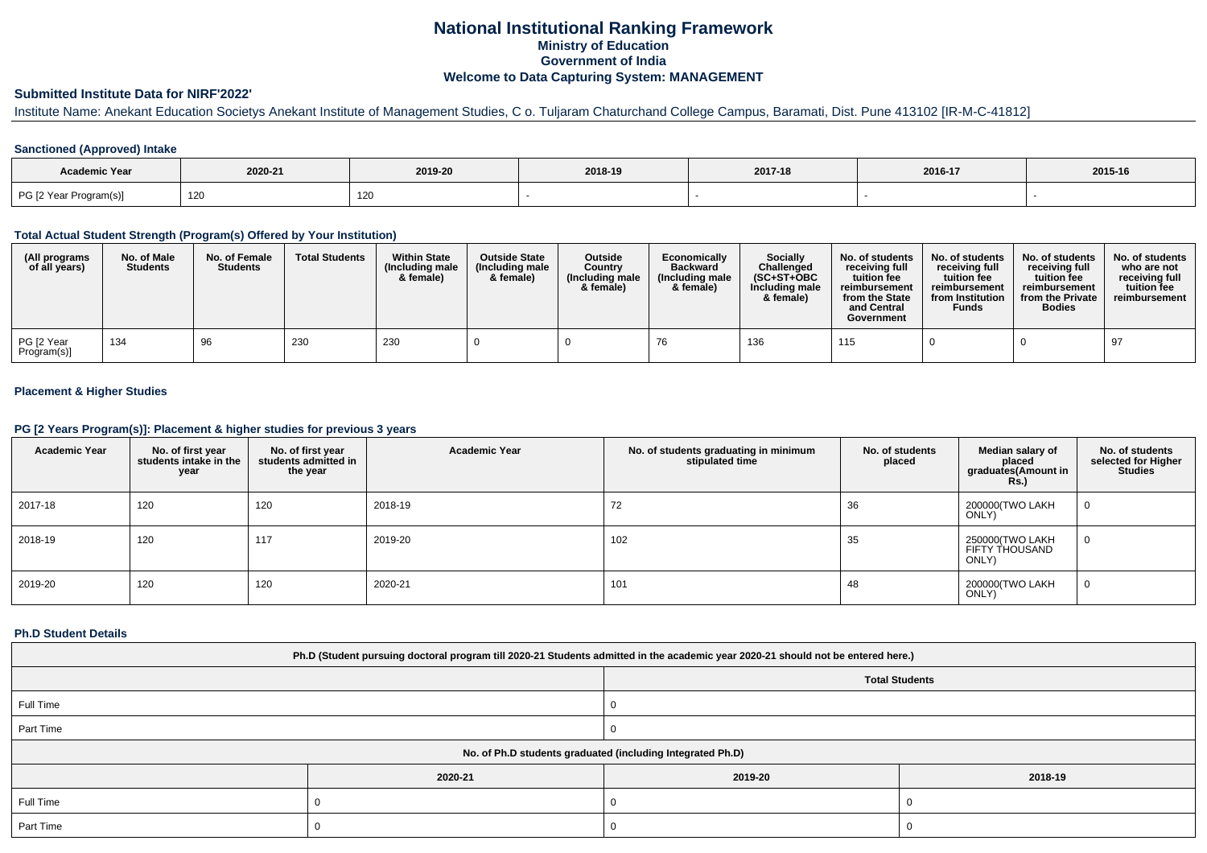# National Institutional Ranking Framework
### Ministry of Education
### Government of India
### Welcome to Data Capturing System: MANAGEMENT

## Submitted Institute Data for NIRF'2022'

Institute Name: Anekant Education Societys Anekant Institute of Management Studies, C o. Tuljaram Chaturchand College Campus, Baramati, Dist. Pune 413102 [IR-M-C-41812]

### Sanctioned (Approved) Intake

| Academic Year | 2020-21 | 2019-20 | 2018-19 | 2017-18 | 2016-17 | 2015-16 |
|---|---|---|---|---|---|---|
| PG [2 Year Program(s)] | 120 | 120 | - | - | - | - |

### Total Actual Student Strength (Program(s) Offered by Your Institution)

| (All programs of all years) | No. of Male Students | No. of Female Students | Total Students | Within State (Including male & female) | Outside State (Including male & female) | Outside Country (Including male & female) | Economically Backward (Including male & female) | Socially Challenged (SC+ST+OBC Including male & female) | No. of students receiving full tuition fee reimbursement from the State and Central Government | No. of students receiving full tuition fee reimbursement from Institution Funds | No. of students receiving full tuition fee reimbursement from the Private Bodies | No. of students who are not receiving full tuition fee reimbursement |
|---|---|---|---|---|---|---|---|---|---|---|---|---|
| PG [2 Year Program(s)] | 134 | 96 | 230 | 230 | 0 | 0 | 76 | 136 | 115 | 0 | 0 | 97 |

### Placement & Higher Studies

### PG [2 Years Program(s)]: Placement & higher studies for previous 3 years

| Academic Year | No. of first year students intake in the year | No. of first year students admitted in the year | Academic Year | No. of students graduating in minimum stipulated time | No. of students placed | Median salary of placed graduates(Amount in Rs.) | No. of students selected for Higher Studies |
|---|---|---|---|---|---|---|---|
| 2017-18 | 120 | 120 | 2018-19 | 72 | 36 | 200000(TWO LAKH ONLY) | 0 |
| 2018-19 | 120 | 117 | 2019-20 | 102 | 35 | 250000(TWO LAKH FIFTY THOUSAND ONLY) | 0 |
| 2019-20 | 120 | 120 | 2020-21 | 101 | 48 | 200000(TWO LAKH ONLY) | 0 |

### Ph.D Student Details

| Ph.D (Student pursuing doctoral program till 2020-21 Students admitted in the academic year 2020-21 should not be entered here.) | |
|---|---|
| | Total Students |
| Full Time | 0 |
| Part Time | 0 |

| No. of Ph.D students graduated (including Integrated Ph.D) | | | |
|---|---|---|---|
| | 2020-21 | 2019-20 | 2018-19 |
| Full Time | 0 | 0 | 0 |
| Part Time | 0 | 0 | 0 |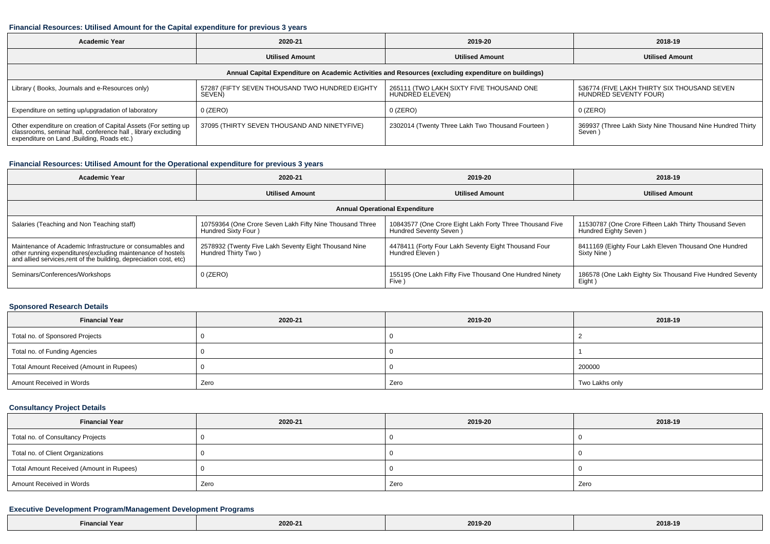### Financial Resources: Utilised Amount for the Capital expenditure for previous 3 years

| Academic Year | 2020-21 | 2019-20 | 2018-19 |
|---|---|---|---|
| | Utilised Amount | Utilised Amount | Utilised Amount |
| Annual Capital Expenditure on Academic Activities and Resources (excluding expenditure on buildings) | | | |
| Library ( Books, Journals and e-Resources only) | 57287 (FIFTY SEVEN THOUSAND TWO HUNDRED EIGHTY SEVEN) | 265111 (TWO LAKH SIXTY FIVE THOUSAND ONE HUNDRED ELEVEN) | 536774 (FIVE LAKH THIRTY SIX THOUSAND SEVEN HUNDRED SEVENTY FOUR) |
| Expenditure on setting up/upgradation of laboratory | 0 (ZERO) | 0 (ZERO) | 0 (ZERO) |
| Other expenditure on creation of Capital Assets (For setting up classrooms, seminar hall, conference hall , library excluding expenditure on Land ,Building, Roads etc.) | 37095 (THIRTY SEVEN THOUSAND AND NINETYFIVE) | 2302014 (Twenty Three Lakh Two Thousand Fourteen ) | 369937 (Three Lakh Sixty Nine Thousand Nine Hundred Thirty Seven ) |

### Financial Resources: Utilised Amount for the Operational expenditure for previous 3 years

| Academic Year | 2020-21 | 2019-20 | 2018-19 |
|---|---|---|---|
| | Utilised Amount | Utilised Amount | Utilised Amount |
| Annual Operational Expenditure | | | |
| Salaries (Teaching and Non Teaching staff) | 10759364 (One Crore Seven Lakh Fifty Nine Thousand Three Hundred Sixty Four ) | 10843577 (One Crore Eight Lakh Forty Three Thousand Five Hundred Seventy Seven ) | 11530787 (One Crore Fifteen Lakh Thirty Thousand Seven Hundred Eighty Seven ) |
| Maintenance of Academic Infrastructure or consumables and other running expenditures(excluding maintenance of hostels and allied services,rent of the building, depreciation cost, etc) | 2578932 (Twenty Five Lakh Seventy Eight Thousand Nine Hundred Thirty Two ) | 4478411 (Forty Four Lakh Seventy Eight Thousand Four Hundred Eleven ) | 8411169 (Eighty Four Lakh Eleven Thousand One Hundred Sixty Nine ) |
| Seminars/Conferences/Workshops | 0 (ZERO) | 155195 (One Lakh Fifty Five Thousand One Hundred Ninety Five ) | 186578 (One Lakh Eighty Six Thousand Five Hundred Seventy Eight ) |

### Sponsored Research Details

| Financial Year | 2020-21 | 2019-20 | 2018-19 |
|---|---|---|---|
| Total no. of Sponsored Projects | 0 | 0 | 2 |
| Total no. of Funding Agencies | 0 | 0 | 1 |
| Total Amount Received (Amount in Rupees) | 0 | 0 | 200000 |
| Amount Received in Words | Zero | Zero | Two Lakhs only |

### Consultancy Project Details

| Financial Year | 2020-21 | 2019-20 | 2018-19 |
|---|---|---|---|
| Total no. of Consultancy Projects | 0 | 0 | 0 |
| Total no. of Client Organizations | 0 | 0 | 0 |
| Total Amount Received (Amount in Rupees) | 0 | 0 | 0 |
| Amount Received in Words | Zero | Zero | Zero |

### Executive Development Program/Management Development Programs

| Financial Year | 2020-21 | 2019-20 | 2018-19 |
|---|---|---|---|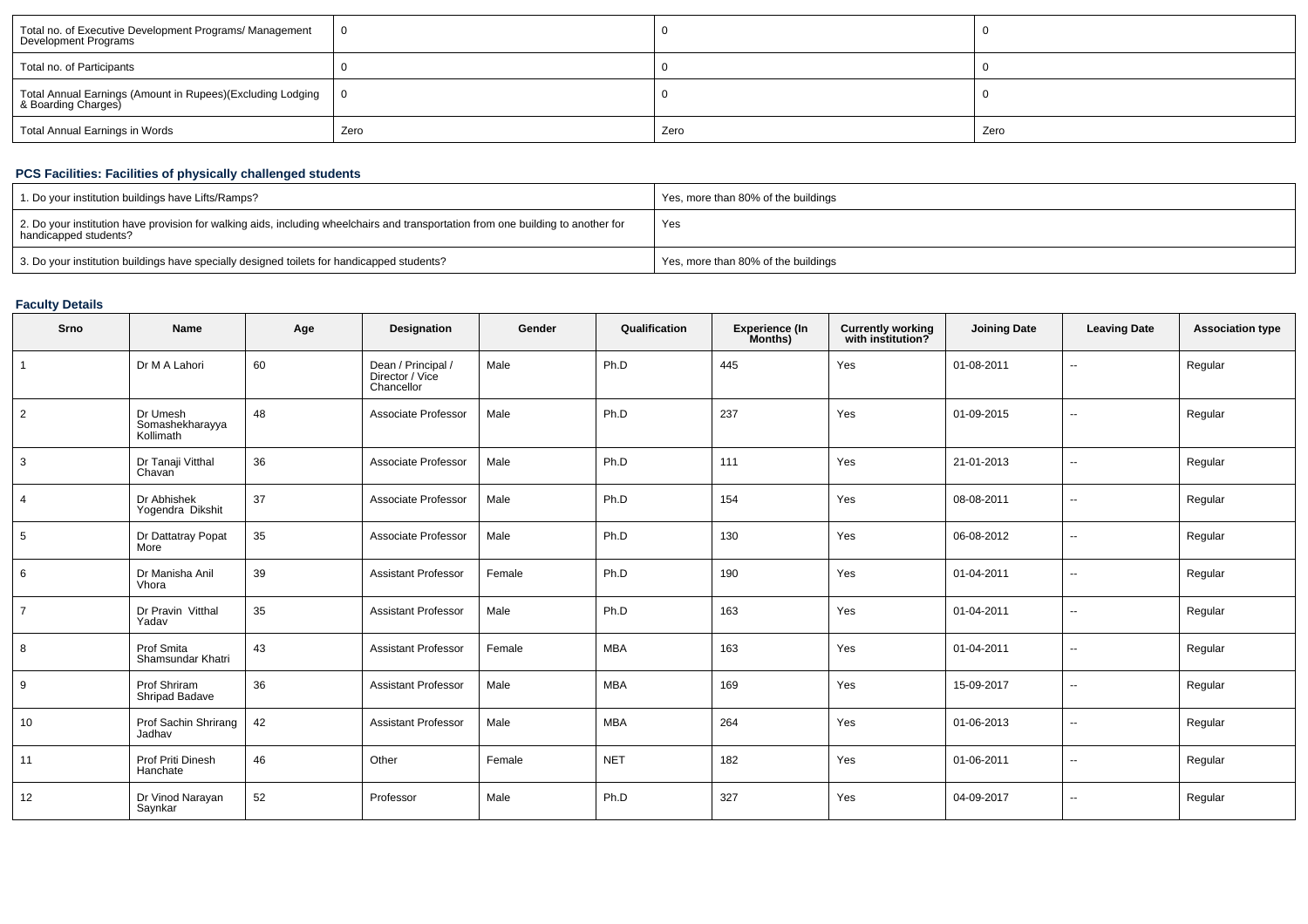| | | | |
|---|---|---|---|
| Total no. of Executive Development Programs/ Management Development Programs | 0 | 0 | 0 |
| Total no. of Participants | 0 | 0 | 0 |
| Total Annual Earnings (Amount in Rupees)(Excluding Lodging & Boarding Charges) | 0 | 0 | 0 |
| Total Annual Earnings in Words | Zero | Zero | Zero |

## PCS Facilities: Facilities of physically challenged students

| | |
|---|---|
| 1. Do your institution buildings have Lifts/Ramps? | Yes, more than 80% of the buildings |
| 2. Do your institution have provision for walking aids, including wheelchairs and transportation from one building to another for handicapped students? | Yes |
| 3. Do your institution buildings have specially designed toilets for handicapped students? | Yes, more than 80% of the buildings |

## Faculty Details

| Srno | Name | Age | Designation | Gender | Qualification | Experience (In Months) | Currently working with institution? | Joining Date | Leaving Date | Association type |
|---|---|---|---|---|---|---|---|---|---|---|
| 1 | Dr M A Lahori | 60 | Dean / Principal / Director / Vice Chancellor | Male | Ph.D | 445 | Yes | 01-08-2011 | -- | Regular |
| 2 | Dr Umesh Somashekharayya Kollimath | 48 | Associate Professor | Male | Ph.D | 237 | Yes | 01-09-2015 | -- | Regular |
| 3 | Dr Tanaji Vitthal Chavan | 36 | Associate Professor | Male | Ph.D | 111 | Yes | 21-01-2013 | -- | Regular |
| 4 | Dr Abhishek Yogendra Dikshit | 37 | Associate Professor | Male | Ph.D | 154 | Yes | 08-08-2011 | -- | Regular |
| 5 | Dr Dattatray Popat More | 35 | Associate Professor | Male | Ph.D | 130 | Yes | 06-08-2012 | -- | Regular |
| 6 | Dr Manisha Anil Vhora | 39 | Assistant Professor | Female | Ph.D | 190 | Yes | 01-04-2011 | -- | Regular |
| 7 | Dr Pravin Vitthal Yadav | 35 | Assistant Professor | Male | Ph.D | 163 | Yes | 01-04-2011 | -- | Regular |
| 8 | Prof Smita Shamsundar Khatri | 43 | Assistant Professor | Female | MBA | 163 | Yes | 01-04-2011 | -- | Regular |
| 9 | Prof Shriram Shripad Badave | 36 | Assistant Professor | Male | MBA | 169 | Yes | 15-09-2017 | -- | Regular |
| 10 | Prof Sachin Shrirang Jadhav | 42 | Assistant Professor | Male | MBA | 264 | Yes | 01-06-2013 | -- | Regular |
| 11 | Prof Priti Dinesh Hanchate | 46 | Other | Female | NET | 182 | Yes | 01-06-2011 | -- | Regular |
| 12 | Dr Vinod Narayan Saynkar | 52 | Professor | Male | Ph.D | 327 | Yes | 04-09-2017 | -- | Regular |